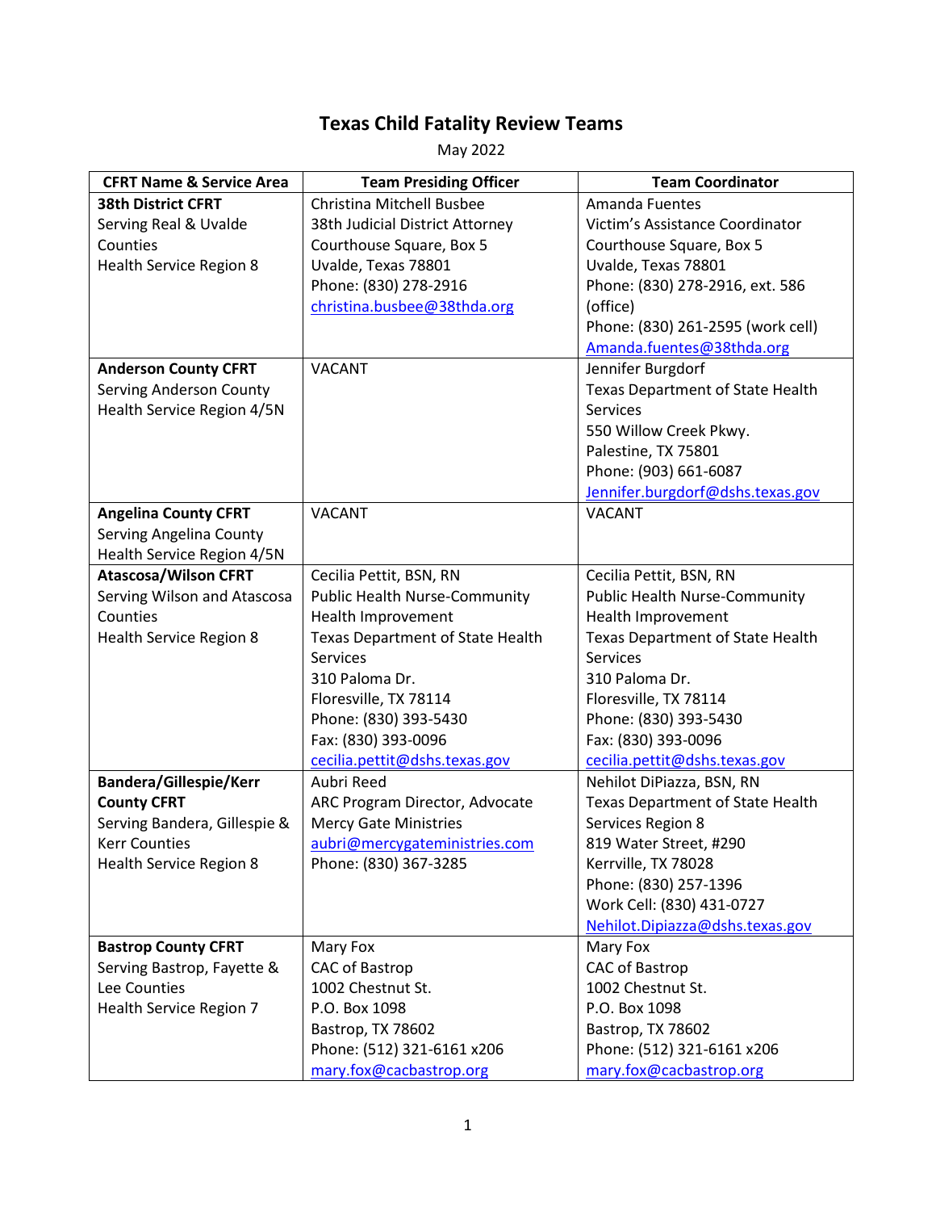# Texas Child Fatality Review Teams

May 2022

| CFRT Name & Service Area | Team Presiding Officer | Team Coordinator |
|---|---|---|
| **38th District CFRT**<br>Serving Real & Uvalde Counties<br>Health Service Region 8 | Christina Mitchell Busbee<br>38th Judicial District Attorney<br>Courthouse Square, Box 5<br>Uvalde, Texas 78801<br>Phone: (830) 278-2916<br>christina.busbee@38thda.org | Amanda Fuentes<br>Victim's Assistance Coordinator<br>Courthouse Square, Box 5<br>Uvalde, Texas 78801<br>Phone: (830) 278-2916, ext. 586 (office)<br>Phone: (830) 261-2595 (work cell)<br>Amanda.fuentes@38thda.org |
| **Anderson County CFRT**<br>Serving Anderson County<br>Health Service Region 4/5N | VACANT | Jennifer Burgdorf<br>Texas Department of State Health Services<br>550 Willow Creek Pkwy.<br>Palestine, TX 75801<br>Phone: (903) 661-6087<br>Jennifer.burgdorf@dshs.texas.gov |
| **Angelina County CFRT**<br>Serving Angelina County<br>Health Service Region 4/5N | VACANT | VACANT |
| **Atascosa/Wilson CFRT**<br>Serving Wilson and Atascosa Counties<br>Health Service Region 8 | Cecilia Pettit, BSN, RN<br>Public Health Nurse-Community Health Improvement<br>Texas Department of State Health Services<br>310 Paloma Dr.<br>Floresville, TX 78114<br>Phone: (830) 393-5430<br>Fax: (830) 393-0096<br>cecilia.pettit@dshs.texas.gov | Cecilia Pettit, BSN, RN<br>Public Health Nurse-Community Health Improvement<br>Texas Department of State Health Services<br>310 Paloma Dr.<br>Floresville, TX 78114<br>Phone: (830) 393-5430<br>Fax: (830) 393-0096<br>cecilia.pettit@dshs.texas.gov |
| **Bandera/Gillespie/Kerr County CFRT**<br>Serving Bandera, Gillespie & Kerr Counties<br>Health Service Region 8 | Aubri Reed<br>ARC Program Director, Advocate<br>Mercy Gate Ministries<br>aubri@mercygateministries.com<br>Phone: (830) 367-3285 | Nehilot DiPiazza, BSN, RN<br>Texas Department of State Health Services Region 8<br>819 Water Street, #290<br>Kerrville, TX 78028<br>Phone: (830) 257-1396<br>Work Cell: (830) 431-0727<br>Nehilot.Dipiazza@dshs.texas.gov |
| **Bastrop County CFRT**<br>Serving Bastrop, Fayette & Lee Counties<br>Health Service Region 7 | Mary Fox<br>CAC of Bastrop<br>1002 Chestnut St.<br>P.O. Box 1098<br>Bastrop, TX 78602<br>Phone: (512) 321-6161 x206<br>mary.fox@cacbastrop.org | Mary Fox<br>CAC of Bastrop<br>1002 Chestnut St.<br>P.O. Box 1098<br>Bastrop, TX 78602<br>Phone: (512) 321-6161 x206<br>mary.fox@cacbastrop.org |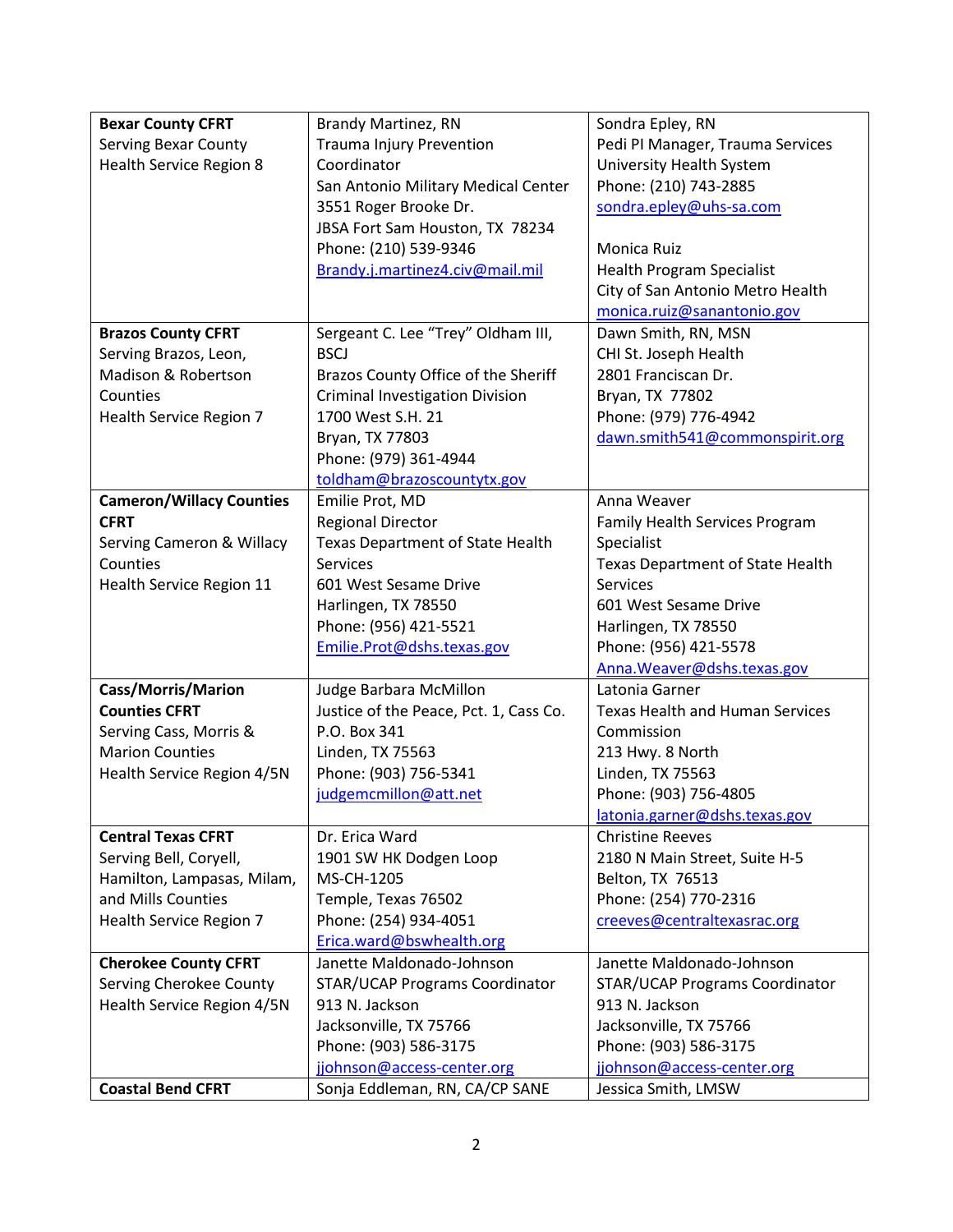| | | |
|---|---|---|
| **Bexar County CFRT**<br>Serving Bexar County<br>Health Service Region 8 | Brandy Martinez, RN<br>Trauma Injury Prevention Coordinator<br>San Antonio Military Medical Center<br>3551 Roger Brooke Dr.<br>JBSA Fort Sam Houston, TX 78234<br>Phone: (210) 539-9346<br>Brandy.j.martinez4.civ@mail.mil | Sondra Epley, RN<br>Pedi PI Manager, Trauma Services<br>University Health System<br>Phone: (210) 743-2885<br>sondra.epley@uhs-sa.com<br><br>Monica Ruiz<br>Health Program Specialist<br>City of San Antonio Metro Health<br>monica.ruiz@sanantonio.gov |
| **Brazos County CFRT**<br>Serving Brazos, Leon, Madison & Robertson Counties<br>Health Service Region 7 | Sergeant C. Lee "Trey" Oldham III, BSCJ<br>Brazos County Office of the Sheriff<br>Criminal Investigation Division<br>1700 West S.H. 21<br>Bryan, TX 77803<br>Phone: (979) 361-4944<br>toldham@brazoscountytx.gov | Dawn Smith, RN, MSN<br>CHI St. Joseph Health<br>2801 Franciscan Dr.<br>Bryan, TX 77802<br>Phone: (979) 776-4942<br>dawn.smith541@commonspirit.org |
| **Cameron/Willacy Counties CFRT**<br>Serving Cameron & Willacy Counties<br>Health Service Region 11 | Emilie Prot, MD<br>Regional Director<br>Texas Department of State Health Services<br>601 West Sesame Drive<br>Harlingen, TX 78550<br>Phone: (956) 421-5521<br>Emilie.Prot@dshs.texas.gov | Anna Weaver<br>Family Health Services Program Specialist<br>Texas Department of State Health Services<br>601 West Sesame Drive<br>Harlingen, TX 78550<br>Phone: (956) 421-5578<br>Anna.Weaver@dshs.texas.gov |
| **Cass/Morris/Marion Counties CFRT**<br>Serving Cass, Morris & Marion Counties<br>Health Service Region 4/5N | Judge Barbara McMillon<br>Justice of the Peace, Pct. 1, Cass Co.<br>P.O. Box 341<br>Linden, TX 75563<br>Phone: (903) 756-5341<br>judgemcmillon@att.net | Latonia Garner<br>Texas Health and Human Services Commission<br>213 Hwy. 8 North<br>Linden, TX 75563<br>Phone: (903) 756-4805<br>latonia.garner@dshs.texas.gov |
| **Central Texas CFRT**<br>Serving Bell, Coryell, Hamilton, Lampasas, Milam, and Mills Counties<br>Health Service Region 7 | Dr. Erica Ward<br>1901 SW HK Dodgen Loop<br>MS-CH-1205<br>Temple, Texas 76502<br>Phone: (254) 934-4051<br>Erica.ward@bswhealth.org | Christine Reeves<br>2180 N Main Street, Suite H-5<br>Belton, TX 76513<br>Phone: (254) 770-2316<br>creeves@centraltexasrac.org |
| **Cherokee County CFRT**<br>Serving Cherokee County<br>Health Service Region 4/5N | Janette Maldonado-Johnson<br>STAR/UCAP Programs Coordinator<br>913 N. Jackson<br>Jacksonville, TX 75766<br>Phone: (903) 586-3175<br>jjohnson@access-center.org | Janette Maldonado-Johnson<br>STAR/UCAP Programs Coordinator<br>913 N. Jackson<br>Jacksonville, TX 75766<br>Phone: (903) 586-3175<br>jjohnson@access-center.org |
| **Coastal Bend CFRT** | Sonja Eddleman, RN, CA/CP SANE | Jessica Smith, LMSW |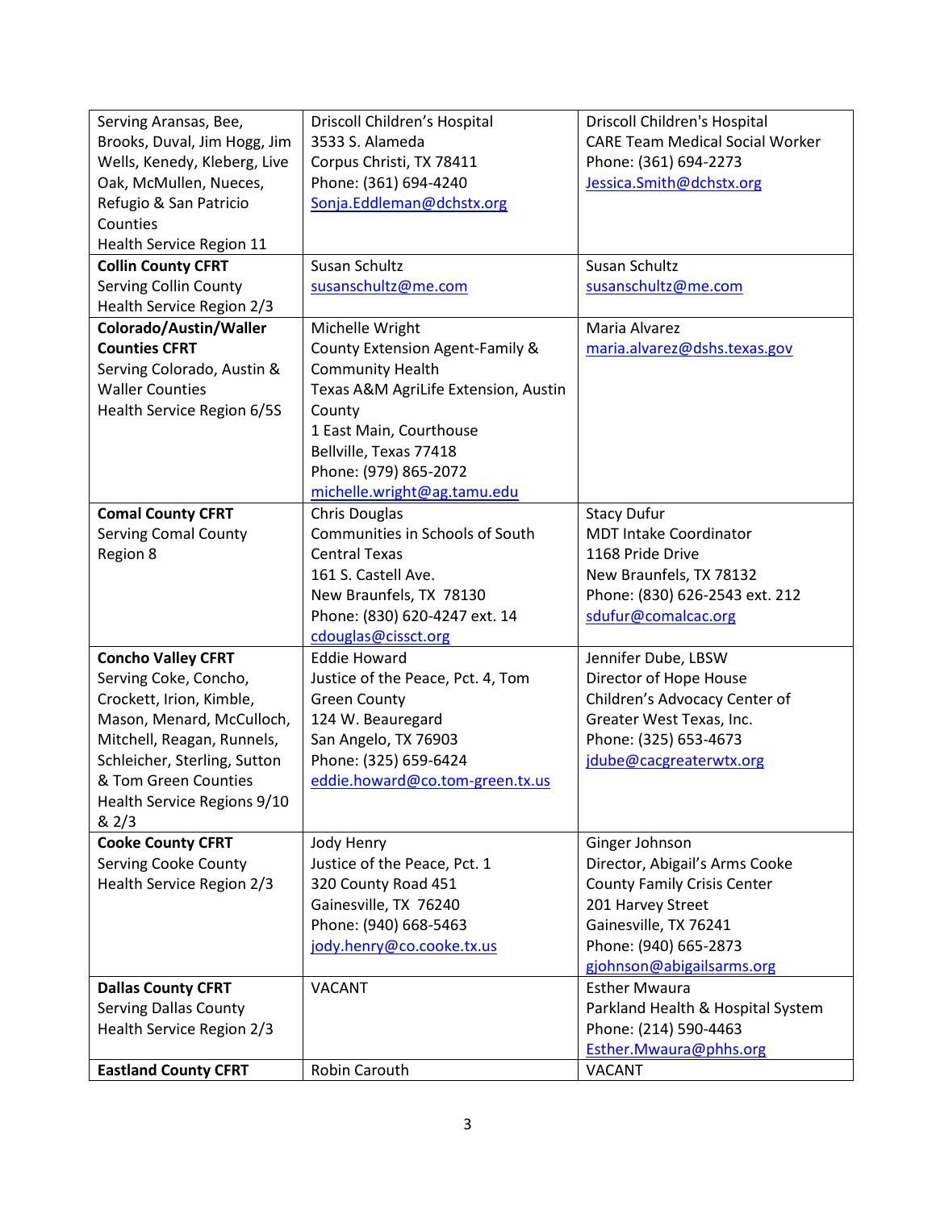| | | |
|---|---|---|
| Serving Aransas, Bee, Brooks, Duval, Jim Hogg, Jim Wells, Kenedy, Kleberg, Live Oak, McMullen, Nueces, Refugio & San Patricio Counties<br>Health Service Region 11 | Driscoll Children's Hospital<br>3533 S. Alameda<br>Corpus Christi, TX 78411<br>Phone: (361) 694-4240<br>Sonja.Eddleman@dchstx.org | Driscoll Children's Hospital<br>CARE Team Medical Social Worker<br>Phone: (361) 694-2273<br>Jessica.Smith@dchstx.org |
| **Collin County CFRT**<br>Serving Collin County<br>Health Service Region 2/3 | Susan Schultz<br>susanschultz@me.com | Susan Schultz<br>susanschultz@me.com |
| **Colorado/Austin/Waller Counties CFRT**<br>Serving Colorado, Austin & Waller Counties<br>Health Service Region 6/5S | Michelle Wright<br>County Extension Agent-Family & Community Health<br>Texas A&M AgriLife Extension, Austin County<br>1 East Main, Courthouse<br>Bellville, Texas 77418<br>Phone: (979) 865-2072<br>michelle.wright@ag.tamu.edu | Maria Alvarez<br>maria.alvarez@dshs.texas.gov |
| **Comal County CFRT**<br>Serving Comal County<br>Region 8 | Chris Douglas<br>Communities in Schools of South Central Texas<br>161 S. Castell Ave.<br>New Braunfels, TX 78130<br>Phone: (830) 620-4247 ext. 14<br>cdouglas@cissct.org | Stacy Dufur<br>MDT Intake Coordinator<br>1168 Pride Drive<br>New Braunfels, TX 78132<br>Phone: (830) 626-2543 ext. 212<br>sdufur@comalcac.org |
| **Concho Valley CFRT**<br>Serving Coke, Concho, Crockett, Irion, Kimble, Mason, Menard, McCulloch, Mitchell, Reagan, Runnels, Schleicher, Sterling, Sutton & Tom Green Counties<br>Health Service Regions 9/10 & 2/3 | Eddie Howard<br>Justice of the Peace, Pct. 4, Tom Green County<br>124 W. Beauregard<br>San Angelo, TX 76903<br>Phone: (325) 659-6424<br>eddie.howard@co.tom-green.tx.us | Jennifer Dube, LBSW<br>Director of Hope House<br>Children's Advocacy Center of Greater West Texas, Inc.<br>Phone: (325) 653-4673<br>jdube@cacgreaterwtx.org |
| **Cooke County CFRT**<br>Serving Cooke County<br>Health Service Region 2/3 | Jody Henry<br>Justice of the Peace, Pct. 1<br>320 County Road 451<br>Gainesville, TX 76240<br>Phone: (940) 668-5463<br>jody.henry@co.cooke.tx.us | Ginger Johnson<br>Director, Abigail's Arms Cooke County Family Crisis Center<br>201 Harvey Street<br>Gainesville, TX 76241<br>Phone: (940) 665-2873<br>gjohnson@abigailsarms.org |
| **Dallas County CFRT**<br>Serving Dallas County<br>Health Service Region 2/3 | VACANT | Esther Mwaura<br>Parkland Health & Hospital System<br>Phone: (214) 590-4463<br>Esther.Mwaura@phhs.org |
| **Eastland County CFRT** | Robin Carouth | VACANT |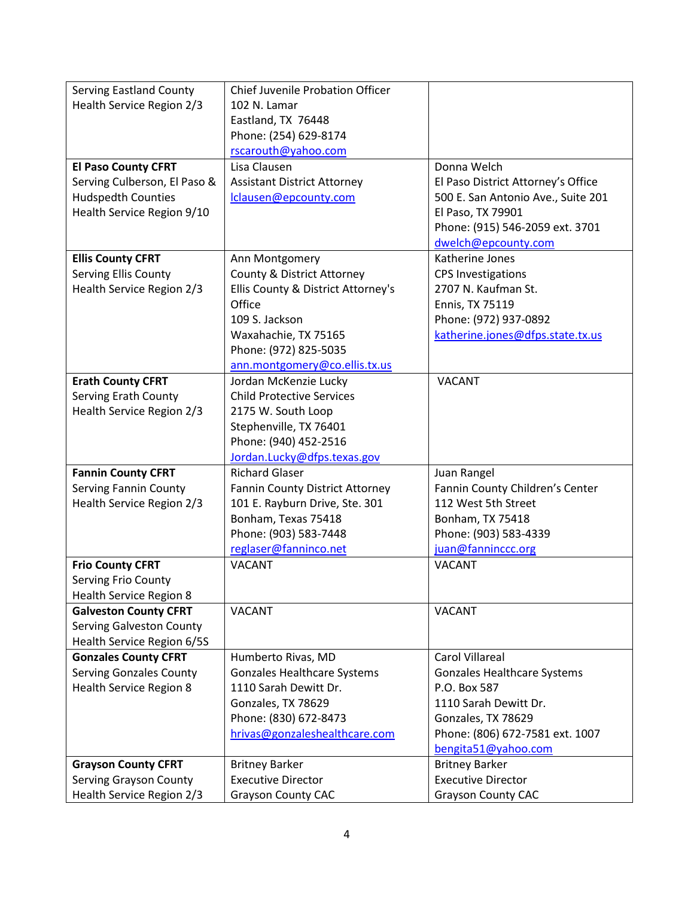| | | |
|---|---|---|
| Serving Eastland County<br>Health Service Region 2/3 | Chief Juvenile Probation Officer<br>102 N. Lamar<br>Eastland, TX 76448<br>Phone: (254) 629-8174<br>rscarouth@yahoo.com | |
| **El Paso County CFRT**<br>Serving Culberson, El Paso & Hudspedth Counties<br>Health Service Region 9/10 | Lisa Clausen<br>Assistant District Attorney<br>lclausen@epcounty.com | Donna Welch<br>El Paso District Attorney's Office<br>500 E. San Antonio Ave., Suite 201<br>El Paso, TX 79901<br>Phone: (915) 546-2059 ext. 3701<br>dwelch@epcounty.com |
| **Ellis County CFRT**<br>Serving Ellis County<br>Health Service Region 2/3 | Ann Montgomery<br>County & District Attorney<br>Ellis County & District Attorney's Office<br>109 S. Jackson<br>Waxahachie, TX 75165<br>Phone: (972) 825-5035<br>ann.montgomery@co.ellis.tx.us | Katherine Jones<br>CPS Investigations<br>2707 N. Kaufman St.<br>Ennis, TX 75119<br>Phone: (972) 937-0892<br>katherine.jones@dfps.state.tx.us |
| **Erath County CFRT**<br>Serving Erath County<br>Health Service Region 2/3 | Jordan McKenzie Lucky<br>Child Protective Services<br>2175 W. South Loop<br>Stephenville, TX 76401<br>Phone: (940) 452-2516<br>Jordan.Lucky@dfps.texas.gov | VACANT |
| **Fannin County CFRT**<br>Serving Fannin County<br>Health Service Region 2/3 | Richard Glaser<br>Fannin County District Attorney<br>101 E. Rayburn Drive, Ste. 301<br>Bonham, Texas 75418<br>Phone: (903) 583-7448<br>reglaser@fanninco.net | Juan Rangel<br>Fannin County Children's Center<br>112 West 5th Street<br>Bonham, TX 75418<br>Phone: (903) 583-4339<br>juan@fannincc.org |
| **Frio County CFRT**<br>Serving Frio County<br>Health Service Region 8 | VACANT | VACANT |
| **Galveston County CFRT**<br>Serving Galveston County<br>Health Service Region 6/5S | VACANT | VACANT |
| **Gonzales County CFRT**<br>Serving Gonzales County<br>Health Service Region 8 | Humberto Rivas, MD<br>Gonzales Healthcare Systems<br>1110 Sarah Dewitt Dr.<br>Gonzales, TX 78629<br>Phone: (830) 672-8473<br>hrivas@gonzaleshealthcare.com | Carol Villareal<br>Gonzales Healthcare Systems<br>P.O. Box 587<br>1110 Sarah Dewitt Dr.<br>Gonzales, TX 78629<br>Phone: (806) 672-7581 ext. 1007<br>bengita51@yahoo.com |
| **Grayson County CFRT**<br>Serving Grayson County<br>Health Service Region 2/3 | Britney Barker<br>Executive Director<br>Grayson County CAC | Britney Barker<br>Executive Director<br>Grayson County CAC |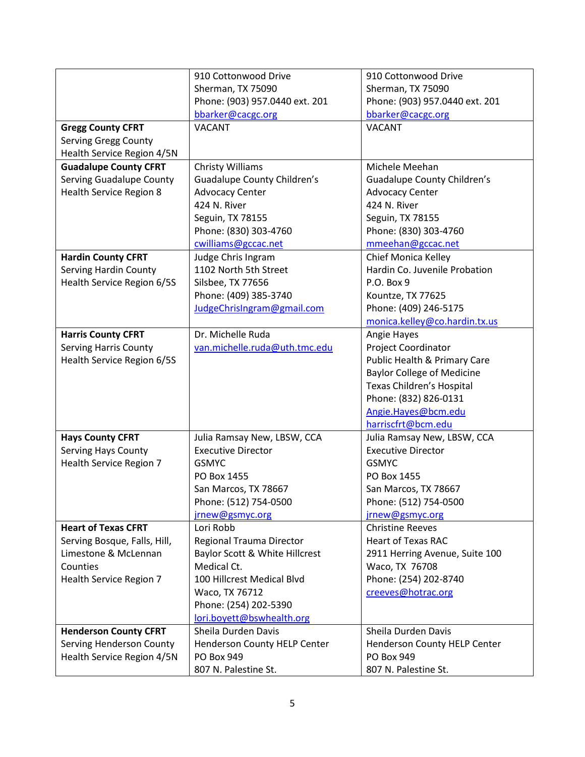| | | |
|---|---|---|
| | 910 Cottonwood Drive<br>Sherman, TX 75090<br>Phone: (903) 957.0440 ext. 201<br>bbarker@cacgc.org | 910 Cottonwood Drive<br>Sherman, TX 75090<br>Phone: (903) 957.0440 ext. 201<br>bbarker@cacgc.org |
| **Gregg County CFRT**<br>Serving Gregg County<br>Health Service Region 4/5N | VACANT | VACANT |
| **Guadalupe County CFRT**<br>Serving Guadalupe County<br>Health Service Region 8 | Christy Williams<br>Guadalupe County Children's Advocacy Center<br>424 N. River<br>Seguin, TX 78155<br>Phone: (830) 303-4760<br>cwilliams@gccac.net | Michele Meehan<br>Guadalupe County Children's Advocacy Center<br>424 N. River<br>Seguin, TX 78155<br>Phone: (830) 303-4760<br>mmeehan@gccac.net |
| **Hardin County CFRT**<br>Serving Hardin County<br>Health Service Region 6/5S | Judge Chris Ingram<br>1102 North 5th Street<br>Silsbee, TX 77656<br>Phone: (409) 385-3740<br>JudgeChrisIngram@gmail.com | Chief Monica Kelley<br>Hardin Co. Juvenile Probation<br>P.O. Box 9<br>Kountze, TX 77625<br>Phone: (409) 246-5175<br>monica.kelley@co.hardin.tx.us |
| **Harris County CFRT**<br>Serving Harris County<br>Health Service Region 6/5S | Dr. Michelle Ruda<br>van.michelle.ruda@uth.tmc.edu | Angie Hayes<br>Project Coordinator<br>Public Health & Primary Care<br>Baylor College of Medicine<br>Texas Children's Hospital<br>Phone: (832) 826-0131<br>Angie.Hayes@bcm.edu<br>harriscfrt@bcm.edu |
| **Hays County CFRT**<br>Serving Hays County<br>Health Service Region 7 | Julia Ramsay New, LBSW, CCA<br>Executive Director<br>GSMYC<br>PO Box 1455<br>San Marcos, TX 78667<br>Phone: (512) 754-0500<br>jrnew@gsmyc.org | Julia Ramsay New, LBSW, CCA<br>Executive Director<br>GSMYC<br>PO Box 1455<br>San Marcos, TX 78667<br>Phone: (512) 754-0500<br>jrnew@gsmyc.org |
| **Heart of Texas CFRT**<br>Serving Bosque, Falls, Hill, Limestone & McLennan Counties<br>Health Service Region 7 | Lori Robb<br>Regional Trauma Director<br>Baylor Scott & White Hillcrest Medical Ct.<br>100 Hillcrest Medical Blvd<br>Waco, TX 76712<br>Phone: (254) 202-5390<br>lori.boyett@bswhealth.org | Christine Reeves<br>Heart of Texas RAC<br>2911 Herring Avenue, Suite 100<br>Waco, TX 76708<br>Phone: (254) 202-8740<br>creeves@hotrac.org |
| **Henderson County CFRT**<br>Serving Henderson County<br>Health Service Region 4/5N | Sheila Durden Davis<br>Henderson County HELP Center<br>PO Box 949<br>807 N. Palestine St. | Sheila Durden Davis<br>Henderson County HELP Center<br>PO Box 949<br>807 N. Palestine St. |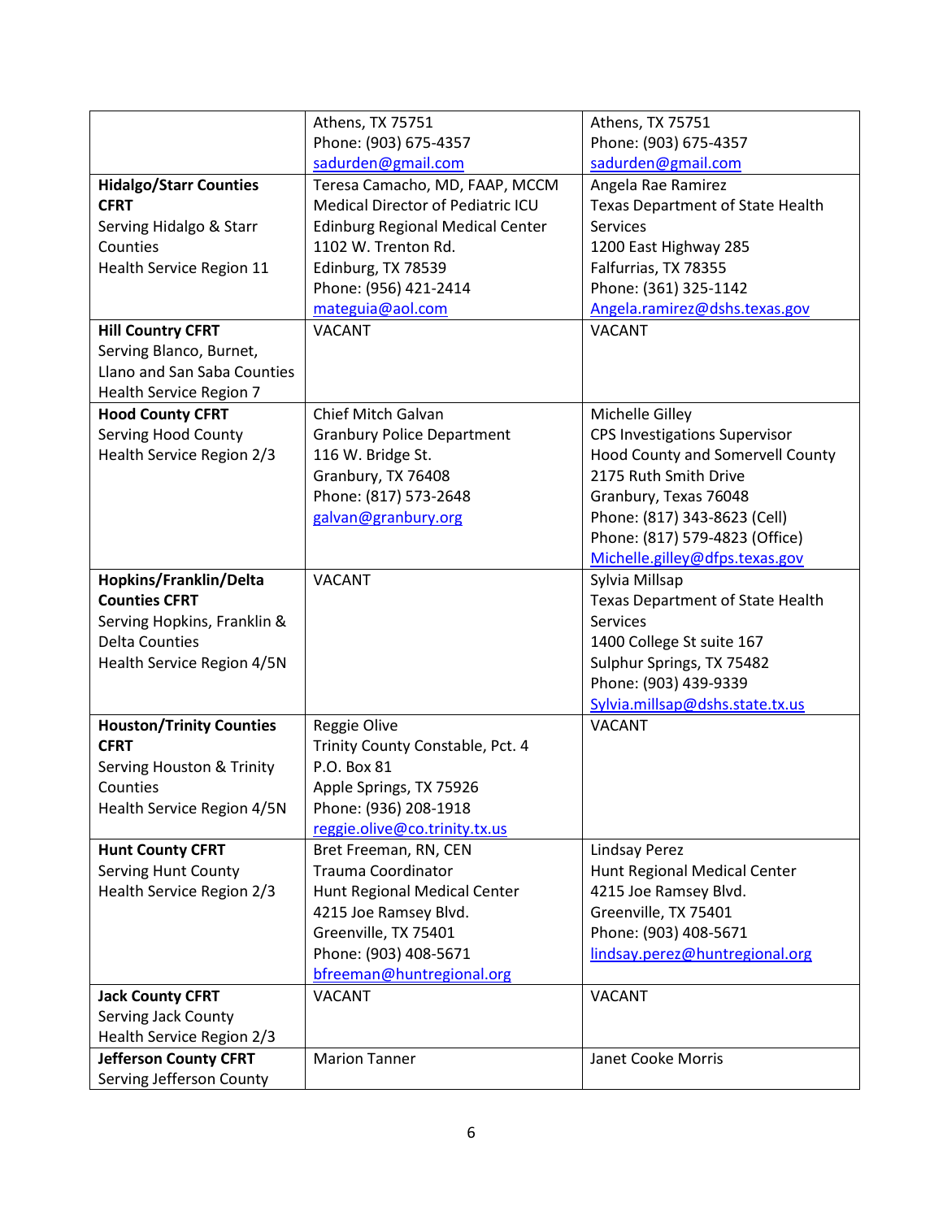| | | |
|---|---|---|
| | Athens, TX 75751<br>Phone: (903) 675-4357<br>sadurden@gmail.com | Athens, TX 75751<br>Phone: (903) 675-4357<br>sadurden@gmail.com |
| **Hidalgo/Starr Counties CFRT**<br>Serving Hidalgo & Starr Counties<br>Health Service Region 11 | Teresa Camacho, MD, FAAP, MCCM<br>Medical Director of Pediatric ICU<br>Edinburg Regional Medical Center<br>1102 W. Trenton Rd.<br>Edinburg, TX 78539<br>Phone: (956) 421-2414<br>mateguia@aol.com | Angela Rae Ramirez<br>Texas Department of State Health Services<br>1200 East Highway 285<br>Falfurrias, TX 78355<br>Phone: (361) 325-1142<br>Angela.ramirez@dshs.texas.gov |
| **Hill Country CFRT**<br>Serving Blanco, Burnet, Llano and San Saba Counties<br>Health Service Region 7 | VACANT | VACANT |
| **Hood County CFRT**<br>Serving Hood County<br>Health Service Region 2/3 | Chief Mitch Galvan<br>Granbury Police Department<br>116 W. Bridge St.<br>Granbury, TX 76408<br>Phone: (817) 573-2648<br>galvan@granbury.org | Michelle Gilley<br>CPS Investigations Supervisor<br>Hood County and Somervell County<br>2175 Ruth Smith Drive<br>Granbury, Texas 76048<br>Phone: (817) 343-8623 (Cell)<br>Phone: (817) 579-4823 (Office)<br>Michelle.gilley@dfps.texas.gov |
| **Hopkins/Franklin/Delta Counties CFRT**<br>Serving Hopkins, Franklin & Delta Counties<br>Health Service Region 4/5N | VACANT | Sylvia Millsap<br>Texas Department of State Health Services<br>1400 College St suite 167<br>Sulphur Springs, TX 75482<br>Phone: (903) 439-9339<br>Sylvia.millsap@dshs.state.tx.us |
| **Houston/Trinity Counties CFRT**<br>Serving Houston & Trinity Counties<br>Health Service Region 4/5N | Reggie Olive<br>Trinity County Constable, Pct. 4<br>P.O. Box 81<br>Apple Springs, TX 75926<br>Phone: (936) 208-1918<br>reggie.olive@co.trinity.tx.us | VACANT |
| **Hunt County CFRT**<br>Serving Hunt County<br>Health Service Region 2/3 | Bret Freeman, RN, CEN<br>Trauma Coordinator<br>Hunt Regional Medical Center<br>4215 Joe Ramsey Blvd.<br>Greenville, TX 75401<br>Phone: (903) 408-5671<br>bfreeman@huntregional.org | Lindsay Perez<br>Hunt Regional Medical Center<br>4215 Joe Ramsey Blvd.<br>Greenville, TX 75401<br>Phone: (903) 408-5671<br>lindsay.perez@huntregional.org |
| **Jack County CFRT**<br>Serving Jack County<br>Health Service Region 2/3 | VACANT | VACANT |
| **Jefferson County CFRT**<br>Serving Jefferson County | Marion Tanner | Janet Cooke Morris |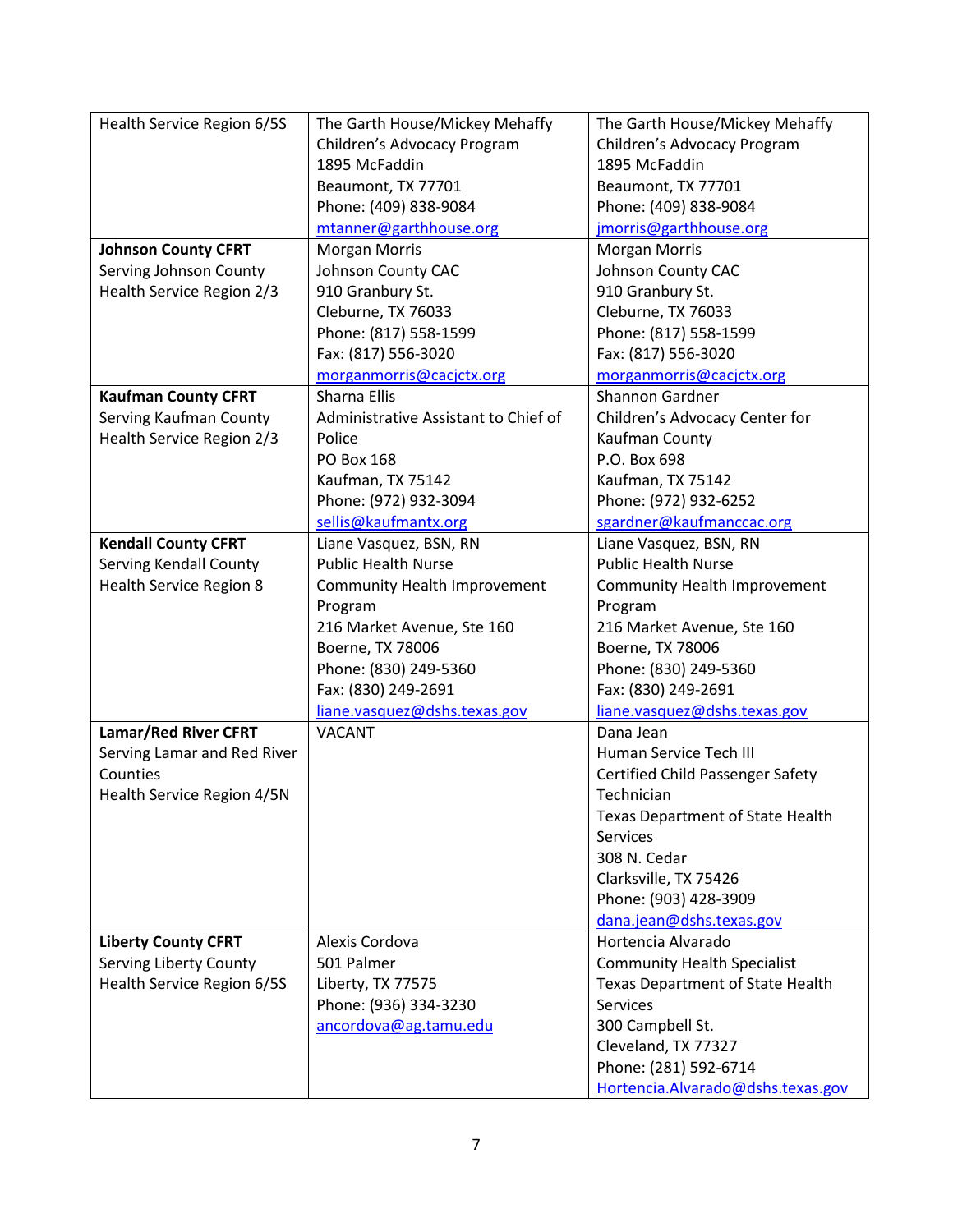| | | |
|---|---|---|
| Health Service Region 6/5S | The Garth House/Mickey Mehaffy Children's Advocacy Program<br>1895 McFaddin<br>Beaumont, TX 77701<br>Phone: (409) 838-9084<br>mtanner@garthhouse.org | The Garth House/Mickey Mehaffy Children's Advocacy Program<br>1895 McFaddin<br>Beaumont, TX 77701<br>Phone: (409) 838-9084<br>jmorris@garthhouse.org |
| **Johnson County CFRT**<br>Serving Johnson County<br>Health Service Region 2/3 | Morgan Morris<br>Johnson County CAC<br>910 Granbury St.<br>Cleburne, TX 76033<br>Phone: (817) 558-1599<br>Fax: (817) 556-3020<br>morganmorris@cacjctx.org | Morgan Morris<br>Johnson County CAC<br>910 Granbury St.<br>Cleburne, TX 76033<br>Phone: (817) 558-1599<br>Fax: (817) 556-3020<br>morganmorris@cacjctx.org |
| **Kaufman County CFRT**<br>Serving Kaufman County<br>Health Service Region 2/3 | Sharna Ellis<br>Administrative Assistant to Chief of Police<br>PO Box 168<br>Kaufman, TX 75142<br>Phone: (972) 932-3094<br>sellis@kaufmantx.org | Shannon Gardner<br>Children's Advocacy Center for Kaufman County<br>P.O. Box 698<br>Kaufman, TX 75142<br>Phone: (972) 932-6252<br>sgardner@kaufmanccac.org |
| **Kendall County CFRT**<br>Serving Kendall County<br>Health Service Region 8 | Liane Vasquez, BSN, RN<br>Public Health Nurse<br>Community Health Improvement Program<br>216 Market Avenue, Ste 160<br>Boerne, TX 78006<br>Phone: (830) 249-5360<br>Fax: (830) 249-2691<br>liane.vasquez@dshs.texas.gov | Liane Vasquez, BSN, RN<br>Public Health Nurse<br>Community Health Improvement Program<br>216 Market Avenue, Ste 160<br>Boerne, TX 78006<br>Phone: (830) 249-5360<br>Fax: (830) 249-2691<br>liane.vasquez@dshs.texas.gov |
| **Lamar/Red River CFRT**<br>Serving Lamar and Red River Counties<br>Health Service Region 4/5N | VACANT | Dana Jean<br>Human Service Tech III<br>Certified Child Passenger Safety Technician<br>Texas Department of State Health Services<br>308 N. Cedar<br>Clarksville, TX 75426<br>Phone: (903) 428-3909<br>dana.jean@dshs.texas.gov |
| **Liberty County CFRT**<br>Serving Liberty County<br>Health Service Region 6/5S | Alexis Cordova<br>501 Palmer<br>Liberty, TX 77575<br>Phone: (936) 334-3230<br>ancordova@ag.tamu.edu | Hortencia Alvarado<br>Community Health Specialist<br>Texas Department of State Health Services<br>300 Campbell St.<br>Cleveland, TX 77327<br>Phone: (281) 592-6714<br>Hortencia.Alvarado@dshs.texas.gov |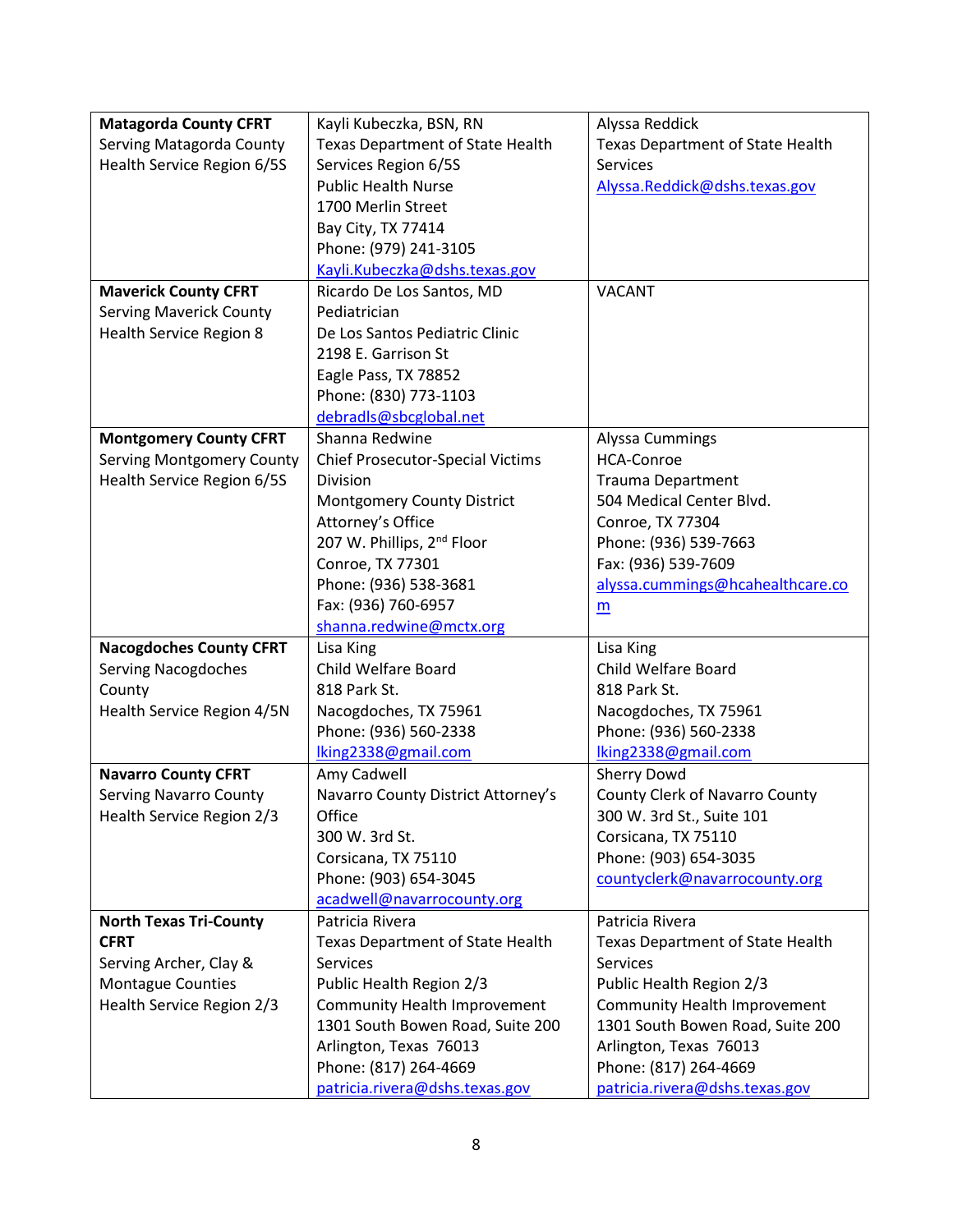| | | |
|---|---|---|
| **Matagorda County CFRT**<br>Serving Matagorda County<br>Health Service Region 6/5S | Kayli Kubeczka, BSN, RN<br>Texas Department of State Health Services Region 6/5S<br>Public Health Nurse<br>1700 Merlin Street<br>Bay City, TX 77414<br>Phone: (979) 241-3105<br>Kayli.Kubeczka@dshs.texas.gov | Alyssa Reddick<br>Texas Department of State Health Services<br>Alyssa.Reddick@dshs.texas.gov |
| **Maverick County CFRT**<br>Serving Maverick County<br>Health Service Region 8 | Ricardo De Los Santos, MD<br>Pediatrician<br>De Los Santos Pediatric Clinic<br>2198 E. Garrison St<br>Eagle Pass, TX 78852<br>Phone: (830) 773-1103<br>debradls@sbcglobal.net | VACANT |
| **Montgomery County CFRT**<br>Serving Montgomery County<br>Health Service Region 6/5S | Shanna Redwine<br>Chief Prosecutor-Special Victims Division<br>Montgomery County District Attorney's Office<br>207 W. Phillips, 2nd Floor<br>Conroe, TX 77301<br>Phone: (936) 538-3681<br>Fax: (936) 760-6957<br>shanna.redwine@mctx.org | Alyssa Cummings<br>HCA-Conroe<br>Trauma Department<br>504 Medical Center Blvd.<br>Conroe, TX 77304<br>Phone: (936) 539-7663<br>Fax: (936) 539-7609<br>alyssa.cummings@hcahealthcare.com |
| **Nacogdoches County CFRT**<br>Serving Nacogdoches County<br>Health Service Region 4/5N | Lisa King<br>Child Welfare Board<br>818 Park St.<br>Nacogdoches, TX 75961<br>Phone: (936) 560-2338<br>lking2338@gmail.com | Lisa King<br>Child Welfare Board<br>818 Park St.<br>Nacogdoches, TX 75961<br>Phone: (936) 560-2338<br>lking2338@gmail.com |
| **Navarro County CFRT**<br>Serving Navarro County<br>Health Service Region 2/3 | Amy Cadwell<br>Navarro County District Attorney's Office<br>300 W. 3rd St.<br>Corsicana, TX 75110<br>Phone: (903) 654-3045<br>acadwell@navarrocounty.org | Sherry Dowd<br>County Clerk of Navarro County<br>300 W. 3rd St., Suite 101<br>Corsicana, TX 75110<br>Phone: (903) 654-3035<br>countyclerk@navarrocounty.org |
| **North Texas Tri-County CFRT**<br>Serving Archer, Clay & Montague Counties<br>Health Service Region 2/3 | Patricia Rivera<br>Texas Department of State Health Services<br>Public Health Region 2/3<br>Community Health Improvement<br>1301 South Bowen Road, Suite 200<br>Arlington, Texas 76013<br>Phone: (817) 264-4669<br>patricia.rivera@dshs.texas.gov | Patricia Rivera<br>Texas Department of State Health Services<br>Public Health Region 2/3<br>Community Health Improvement<br>1301 South Bowen Road, Suite 200<br>Arlington, Texas 76013<br>Phone: (817) 264-4669<br>patricia.rivera@dshs.texas.gov |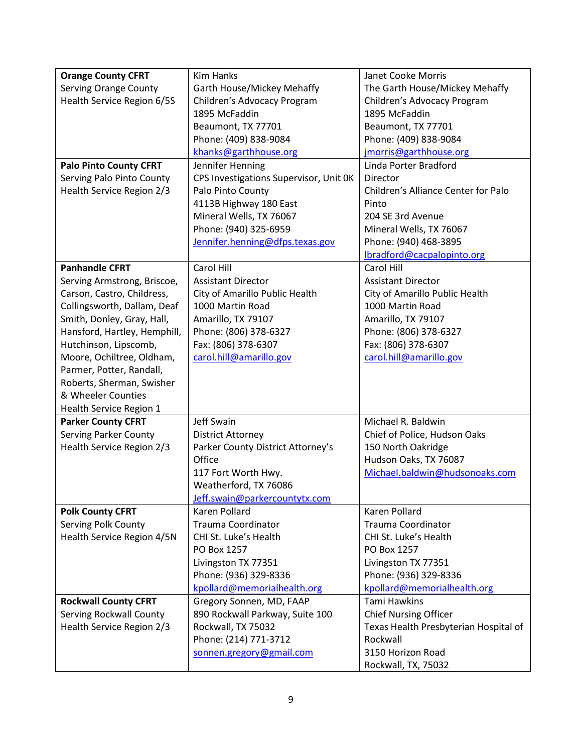| | | |
|---|---|---|
| **Orange County CFRT**<br>Serving Orange County<br>Health Service Region 6/5S | Kim Hanks<br>Garth House/Mickey Mehaffy Children's Advocacy Program<br>1895 McFaddin<br>Beaumont, TX 77701<br>Phone: (409) 838-9084<br>khanks@garthhouse.org | Janet Cooke Morris<br>The Garth House/Mickey Mehaffy Children's Advocacy Program<br>1895 McFaddin<br>Beaumont, TX 77701<br>Phone: (409) 838-9084<br>jmorris@garthhouse.org |
| **Palo Pinto County CFRT**<br>Serving Palo Pinto County<br>Health Service Region 2/3 | Jennifer Henning<br>CPS Investigations Supervisor, Unit 0K<br>Palo Pinto County<br>4113B Highway 180 East<br>Mineral Wells, TX 76067<br>Phone: (940) 325-6959<br>Jennifer.henning@dfps.texas.gov | Linda Porter Bradford<br>Director<br>Children's Alliance Center for Palo Pinto<br>204 SE 3rd Avenue<br>Mineral Wells, TX 76067<br>Phone: (940) 468-3895<br>lbradford@cacpalopinto.org |
| **Panhandle CFRT**<br>Serving Armstrong, Briscoe, Carson, Castro, Childress, Collingsworth, Dallam, Deaf Smith, Donley, Gray, Hall, Hansford, Hartley, Hemphill, Hutchinson, Lipscomb, Moore, Ochiltree, Oldham, Parmer, Potter, Randall, Roberts, Sherman, Swisher & Wheeler Counties<br>Health Service Region 1 | Carol Hill<br>Assistant Director<br>City of Amarillo Public Health<br>1000 Martin Road<br>Amarillo, TX 79107<br>Phone: (806) 378-6327<br>Fax: (806) 378-6307<br>carol.hill@amarillo.gov | Carol Hill<br>Assistant Director<br>City of Amarillo Public Health<br>1000 Martin Road<br>Amarillo, TX 79107<br>Phone: (806) 378-6327<br>Fax: (806) 378-6307<br>carol.hill@amarillo.gov |
| **Parker County CFRT**<br>Serving Parker County<br>Health Service Region 2/3 | Jeff Swain<br>District Attorney<br>Parker County District Attorney's Office<br>117 Fort Worth Hwy.<br>Weatherford, TX 76086<br>Jeff.swain@parkercountytx.com | Michael R. Baldwin<br>Chief of Police, Hudson Oaks<br>150 North Oakridge<br>Hudson Oaks, TX 76087<br>Michael.baldwin@hudsonoaks.com |
| **Polk County CFRT**<br>Serving Polk County<br>Health Service Region 4/5N | Karen Pollard<br>Trauma Coordinator<br>CHI St. Luke's Health<br>PO Box 1257<br>Livingston TX 77351<br>Phone: (936) 329-8336<br>kpollard@memorialhealth.org | Karen Pollard<br>Trauma Coordinator<br>CHI St. Luke's Health<br>PO Box 1257<br>Livingston TX 77351<br>Phone: (936) 329-8336<br>kpollard@memorialhealth.org |
| **Rockwall County CFRT**<br>Serving Rockwall County<br>Health Service Region 2/3 | Gregory Sonnen, MD, FAAP<br>890 Rockwall Parkway, Suite 100<br>Rockwall, TX 75032<br>Phone: (214) 771-3712<br>sonnen.gregory@gmail.com | Tami Hawkins<br>Chief Nursing Officer<br>Texas Health Presbyterian Hospital of Rockwall<br>3150 Horizon Road<br>Rockwall, TX, 75032 |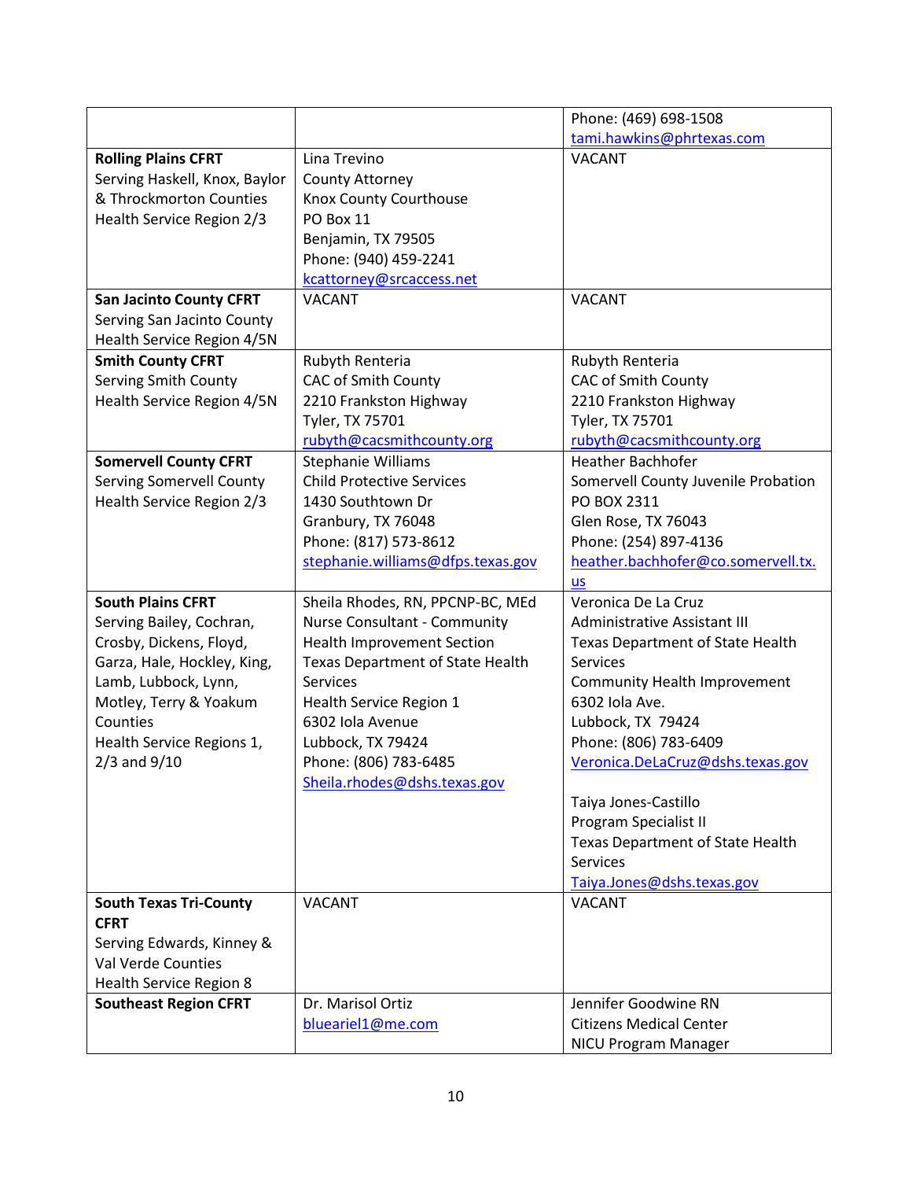| | | |
|---|---|---|
| | | Phone: (469) 698-1508<br>tami.hawkins@phrtexas.com |
| **Rolling Plains CFRT**<br>Serving Haskell, Knox, Baylor & Throckmorton Counties<br>Health Service Region 2/3 | Lina Trevino<br>County Attorney<br>Knox County Courthouse<br>PO Box 11<br>Benjamin, TX 79505<br>Phone: (940) 459-2241<br>kcattorney@srcaccess.net | VACANT |
| **San Jacinto County CFRT**<br>Serving San Jacinto County<br>Health Service Region 4/5N | VACANT | VACANT |
| **Smith County CFRT**<br>Serving Smith County<br>Health Service Region 4/5N | Rubyth Renteria<br>CAC of Smith County<br>2210 Frankston Highway<br>Tyler, TX 75701<br>rubyth@cacsmithcounty.org | Rubyth Renteria<br>CAC of Smith County<br>2210 Frankston Highway<br>Tyler, TX 75701<br>rubyth@cacsmithcounty.org |
| **Somervell County CFRT**<br>Serving Somervell County<br>Health Service Region 2/3 | Stephanie Williams<br>Child Protective Services<br>1430 Southtown Dr<br>Granbury, TX 76048<br>Phone: (817) 573-8612<br>stephanie.williams@dfps.texas.gov | Heather Bachhofer<br>Somervell County Juvenile Probation<br>PO BOX 2311<br>Glen Rose, TX 76043<br>Phone: (254) 897-4136<br>heather.bachhofer@co.somervell.tx.us |
| **South Plains CFRT**<br>Serving Bailey, Cochran, Crosby, Dickens, Floyd, Garza, Hale, Hockley, King, Lamb, Lubbock, Lynn, Motley, Terry & Yoakum Counties<br>Health Service Regions 1, 2/3 and 9/10 | Sheila Rhodes, RN, PPCNP-BC, MEd<br>Nurse Consultant - Community Health Improvement Section<br>Texas Department of State Health Services<br>Health Service Region 1<br>6302 Iola Avenue<br>Lubbock, TX 79424<br>Phone: (806) 783-6485<br>Sheila.rhodes@dshs.texas.gov | Veronica De La Cruz<br>Administrative Assistant III<br>Texas Department of State Health Services<br>Community Health Improvement<br>6302 Iola Ave.<br>Lubbock, TX 79424<br>Phone: (806) 783-6409<br>Veronica.DeLaCruz@dshs.texas.gov<br><br>Taiya Jones-Castillo<br>Program Specialist II<br>Texas Department of State Health Services<br>Taiya.Jones@dshs.texas.gov |
| **South Texas Tri-County CFRT**<br>Serving Edwards, Kinney & Val Verde Counties<br>Health Service Region 8 | VACANT | VACANT |
| **Southeast Region CFRT** | Dr. Marisol Ortiz<br>blueariel1@me.com | Jennifer Goodwine RN<br>Citizens Medical Center<br>NICU Program Manager |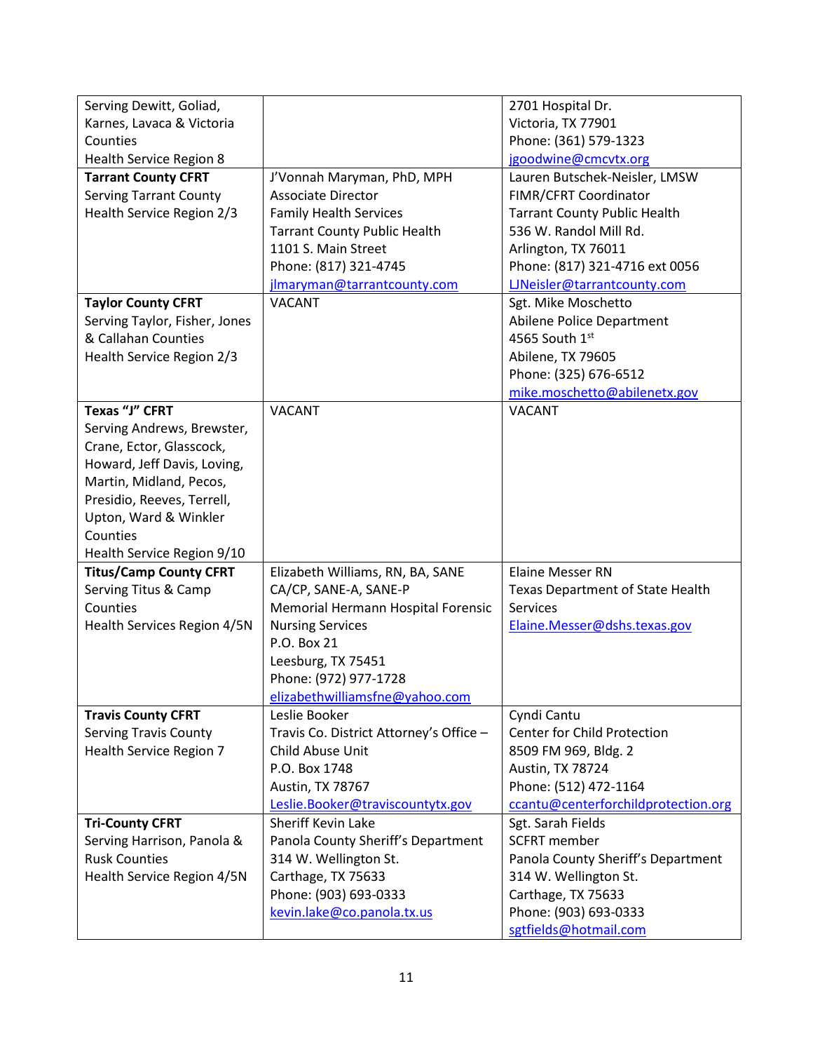| | | |
|---|---|---|
| Serving Dewitt, Goliad, Karnes, Lavaca & Victoria Counties<br>Health Service Region 8 | | 2701 Hospital Dr.<br>Victoria, TX 77901<br>Phone: (361) 579-1323<br>jgoodwine@cmcvtx.org |
| **Tarrant County CFRT**<br>Serving Tarrant County<br>Health Service Region 2/3 | J'Vonnah Maryman, PhD, MPH<br>Associate Director<br>Family Health Services<br>Tarrant County Public Health<br>1101 S. Main Street<br>Phone: (817) 321-4745<br>jlmaryman@tarrantcounty.com | Lauren Butschek-Neisler, LMSW<br>FIMR/CFRT Coordinator<br>Tarrant County Public Health<br>536 W. Randol Mill Rd.<br>Arlington, TX 76011<br>Phone: (817) 321-4716 ext 0056<br>LJNeisler@tarrantcounty.com |
| **Taylor County CFRT**<br>Serving Taylor, Fisher, Jones & Callahan Counties<br>Health Service Region 2/3 | VACANT | Sgt. Mike Moschetto<br>Abilene Police Department<br>4565 South 1st<br>Abilene, TX 79605<br>Phone: (325) 676-6512<br>mike.moschetto@abilenetx.gov |
| **Texas "J" CFRT**<br>Serving Andrews, Brewster, Crane, Ector, Glasscock, Howard, Jeff Davis, Loving, Martin, Midland, Pecos, Presidio, Reeves, Terrell, Upton, Ward & Winkler Counties<br>Health Service Region 9/10 | VACANT | VACANT |
| **Titus/Camp County CFRT**<br>Serving Titus & Camp Counties<br>Health Services Region 4/5N | Elizabeth Williams, RN, BA, SANE CA/CP, SANE-A, SANE-P<br>Memorial Hermann Hospital Forensic Nursing Services<br>P.O. Box 21<br>Leesburg, TX 75451<br>Phone: (972) 977-1728<br>elizabethwilliamsfne@yahoo.com | Elaine Messer RN<br>Texas Department of State Health Services<br>Elaine.Messer@dshs.texas.gov |
| **Travis County CFRT**<br>Serving Travis County<br>Health Service Region 7 | Leslie Booker<br>Travis Co. District Attorney's Office – Child Abuse Unit<br>P.O. Box 1748<br>Austin, TX 78767<br>Leslie.Booker@traviscountytx.gov | Cyndi Cantu<br>Center for Child Protection<br>8509 FM 969, Bldg. 2<br>Austin, TX 78724<br>Phone: (512) 472-1164<br>ccantu@centerforchildprotection.org |
| **Tri-County CFRT**<br>Serving Harrison, Panola & Rusk Counties<br>Health Service Region 4/5N | Sheriff Kevin Lake<br>Panola County Sheriff's Department<br>314 W. Wellington St.<br>Carthage, TX 75633<br>Phone: (903) 693-0333<br>kevin.lake@co.panola.tx.us | Sgt. Sarah Fields<br>SCFRT member<br>Panola County Sheriff's Department<br>314 W. Wellington St.<br>Carthage, TX 75633<br>Phone: (903) 693-0333<br>sgtfields@hotmail.com |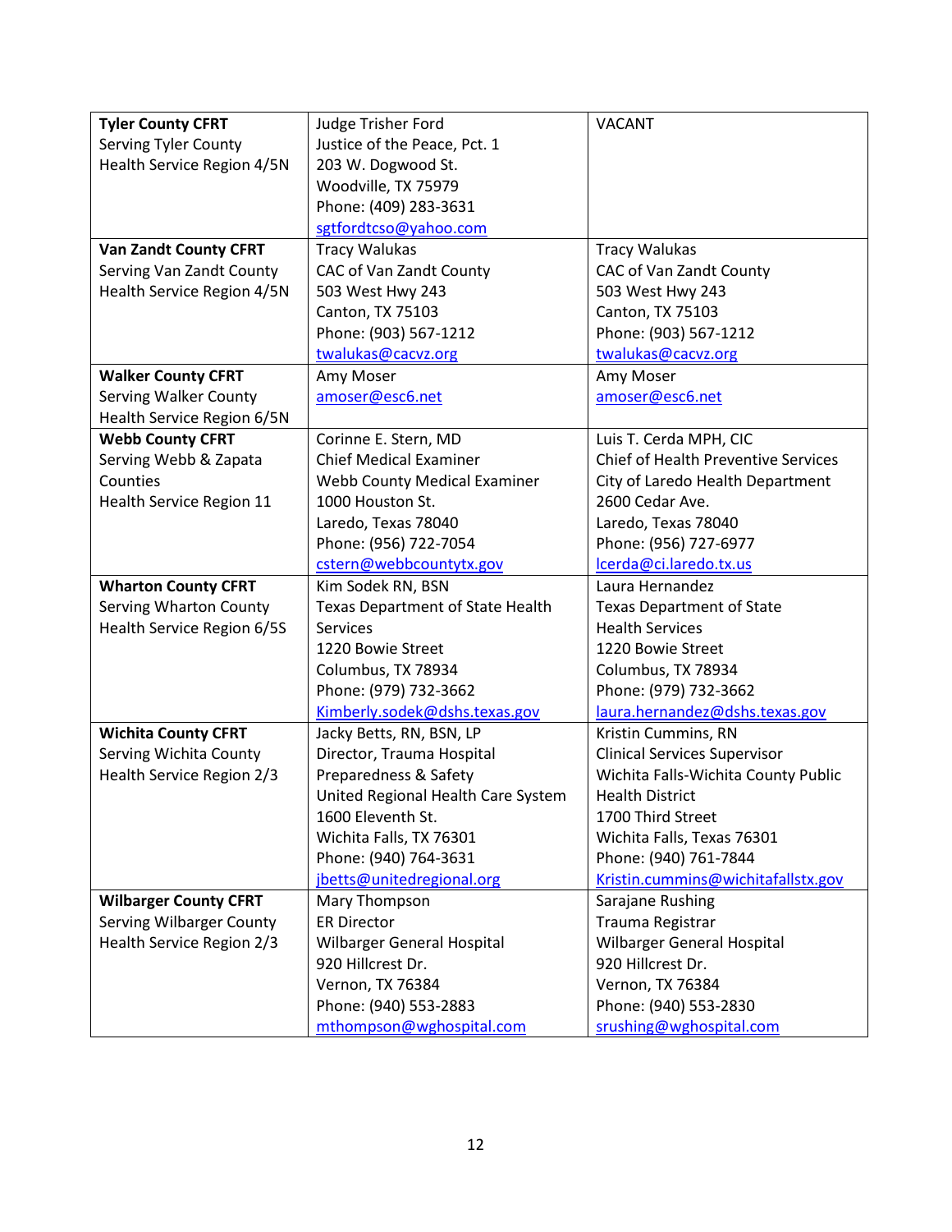| | | |
|---|---|---|
| **Tyler County CFRT**<br>Serving Tyler County<br>Health Service Region 4/5N | Judge Trisher Ford<br>Justice of the Peace, Pct. 1<br>203 W. Dogwood St.<br>Woodville, TX 75979<br>Phone: (409) 283-3631<br>sgtfordtcso@yahoo.com | VACANT |
| **Van Zandt County CFRT**<br>Serving Van Zandt County<br>Health Service Region 4/5N | Tracy Walukas<br>CAC of Van Zandt County<br>503 West Hwy 243<br>Canton, TX 75103<br>Phone: (903) 567-1212<br>twalukas@cacvz.org | Tracy Walukas<br>CAC of Van Zandt County<br>503 West Hwy 243<br>Canton, TX 75103<br>Phone: (903) 567-1212<br>twalukas@cacvz.org |
| **Walker County CFRT**<br>Serving Walker County<br>Health Service Region 6/5N | Amy Moser<br>amoser@esc6.net | Amy Moser<br>amoser@esc6.net |
| **Webb County CFRT**<br>Serving Webb & Zapata Counties<br>Health Service Region 11 | Corinne E. Stern, MD<br>Chief Medical Examiner<br>Webb County Medical Examiner<br>1000 Houston St.<br>Laredo, Texas 78040<br>Phone: (956) 722-7054<br>cstern@webbcountytx.gov | Luis T. Cerda MPH, CIC<br>Chief of Health Preventive Services<br>City of Laredo Health Department<br>2600 Cedar Ave.<br>Laredo, Texas 78040<br>Phone: (956) 727-6977<br>lcerda@ci.laredo.tx.us |
| **Wharton County CFRT**<br>Serving Wharton County<br>Health Service Region 6/5S | Kim Sodek RN, BSN<br>Texas Department of State Health Services<br>1220 Bowie Street<br>Columbus, TX 78934<br>Phone: (979) 732-3662<br>Kimberly.sodek@dshs.texas.gov | Laura Hernandez<br>Texas Department of State Health Services<br>1220 Bowie Street<br>Columbus, TX 78934<br>Phone: (979) 732-3662<br>laura.hernandez@dshs.texas.gov |
| **Wichita County CFRT**<br>Serving Wichita County<br>Health Service Region 2/3 | Jacky Betts, RN, BSN, LP<br>Director, Trauma Hospital Preparedness & Safety<br>United Regional Health Care System<br>1600 Eleventh St.<br>Wichita Falls, TX 76301<br>Phone: (940) 764-3631<br>jbetts@unitedregional.org | Kristin Cummins, RN<br>Clinical Services Supervisor<br>Wichita Falls-Wichita County Public Health District<br>1700 Third Street<br>Wichita Falls, Texas 76301<br>Phone: (940) 761-7844<br>Kristin.cummins@wichitafallstx.gov |
| **Wilbarger County CFRT**<br>Serving Wilbarger County<br>Health Service Region 2/3 | Mary Thompson<br>ER Director<br>Wilbarger General Hospital<br>920 Hillcrest Dr.<br>Vernon, TX 76384<br>Phone: (940) 553-2883<br>mthompson@wghospital.com | Sarajane Rushing<br>Trauma Registrar<br>Wilbarger General Hospital<br>920 Hillcrest Dr.<br>Vernon, TX 76384<br>Phone: (940) 553-2830<br>srushing@wghospital.com |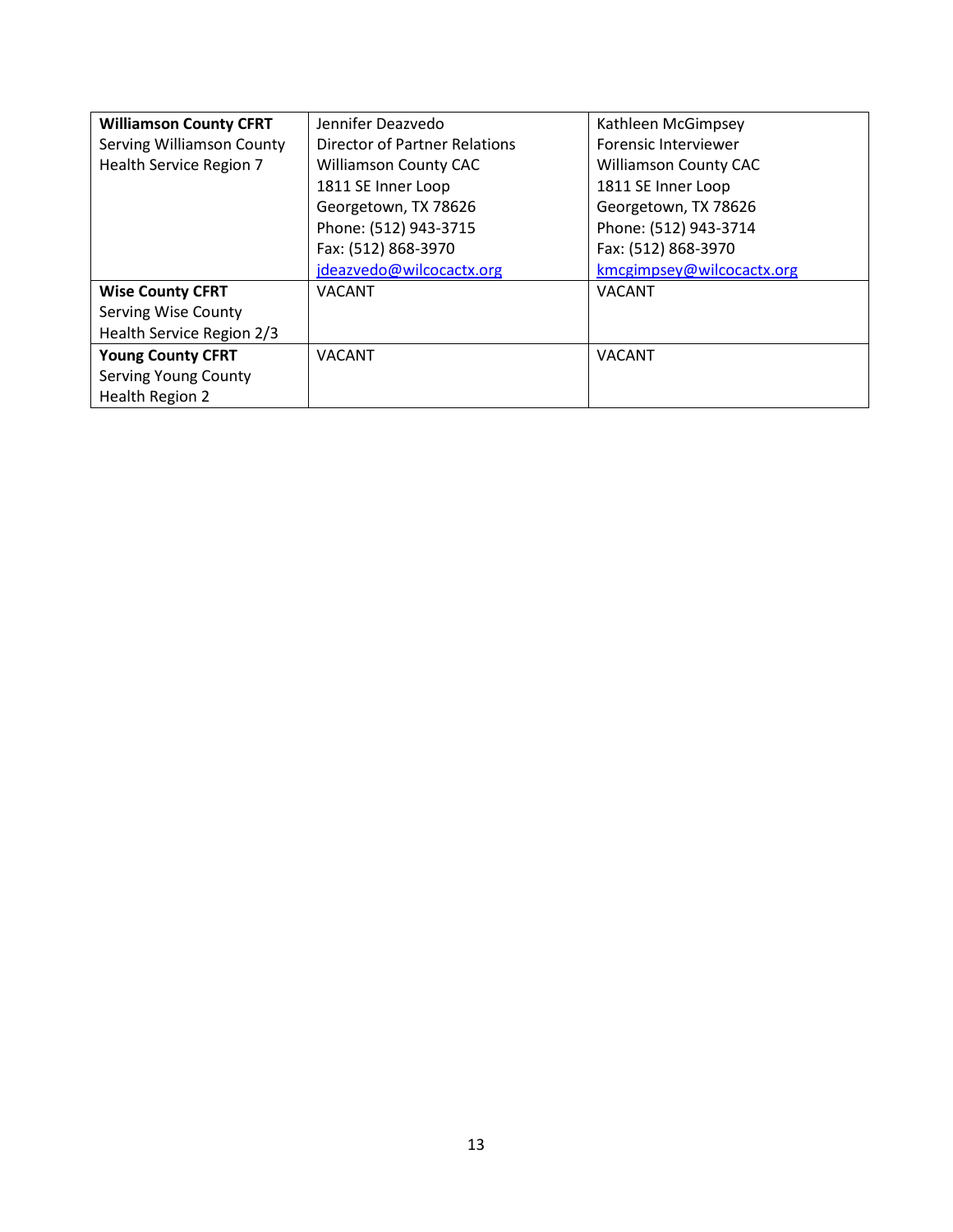| | | |
|---|---|---|
| **Williamson County CFRT**<br>Serving Williamson County<br>Health Service Region 7 | Jennifer Deazvedo<br>Director of Partner Relations<br>Williamson County CAC<br>1811 SE Inner Loop<br>Georgetown, TX 78626<br>Phone: (512) 943-3715<br>Fax: (512) 868-3970<br>jdeazvedo@wilcocactx.org | Kathleen McGimpsey<br>Forensic Interviewer<br>Williamson County CAC<br>1811 SE Inner Loop<br>Georgetown, TX 78626<br>Phone: (512) 943-3714<br>Fax: (512) 868-3970<br>kmcgimpsey@wilcocactx.org |
| **Wise County CFRT**<br>Serving Wise County<br>Health Service Region 2/3 | VACANT | VACANT |
| **Young County CFRT**<br>Serving Young County<br>Health Region 2 | VACANT | VACANT |